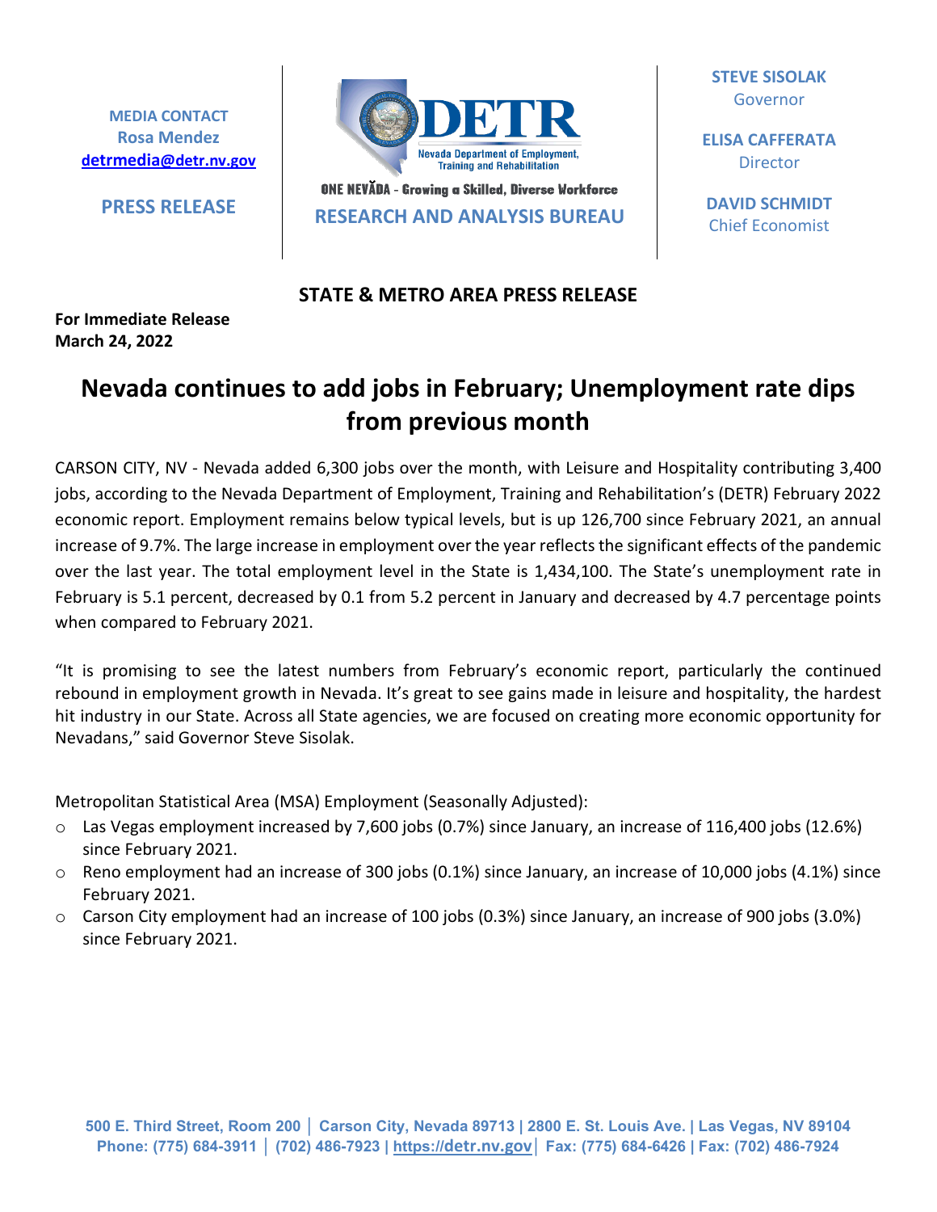**MEDIA CONTACT**
**Rosa Mendez**
**detrmedia@detr.nv.gov**

**PRESS RELEASE**

DETR
Nevada Department of Employment, Training and Rehabilitation
ONE NEVĂDA - Growing a Skilled, Diverse Workforce
**RESEARCH AND ANALYSIS BUREAU**

**STEVE SISOLAK**
Governor

**ELISA CAFFERATA**
Director

**DAVID SCHMIDT**
Chief Economist

**STATE & METRO AREA PRESS RELEASE**

**For Immediate Release**
**March 24, 2022**

# Nevada continues to add jobs in February; Unemployment rate dips from previous month

CARSON CITY, NV - Nevada added 6,300 jobs over the month, with Leisure and Hospitality contributing 3,400 jobs, according to the Nevada Department of Employment, Training and Rehabilitation's (DETR) February 2022 economic report. Employment remains below typical levels, but is up 126,700 since February 2021, an annual increase of 9.7%. The large increase in employment over the year reflects the significant effects of the pandemic over the last year. The total employment level in the State is 1,434,100. The State's unemployment rate in February is 5.1 percent, decreased by 0.1 from 5.2 percent in January and decreased by 4.7 percentage points when compared to February 2021.

"It is promising to see the latest numbers from February's economic report, particularly the continued rebound in employment growth in Nevada. It's great to see gains made in leisure and hospitality, the hardest hit industry in our State. Across all State agencies, we are focused on creating more economic opportunity for Nevadans," said Governor Steve Sisolak.

Metropolitan Statistical Area (MSA) Employment (Seasonally Adjusted):

- Las Vegas employment increased by 7,600 jobs (0.7%) since January, an increase of 116,400 jobs (12.6%) since February 2021.
- Reno employment had an increase of 300 jobs (0.1%) since January, an increase of 10,000 jobs (4.1%) since February 2021.
- Carson City employment had an increase of 100 jobs (0.3%) since January, an increase of 900 jobs (3.0%) since February 2021.

500 E. Third Street, Room 200 │ Carson City, Nevada 89713 | 2800 E. St. Louis Ave. | Las Vegas, NV 89104
Phone: (775) 684-3911 │ (702) 486-7923 | https://detr.nv.gov│ Fax: (775) 684-6426 | Fax: (702) 486-7924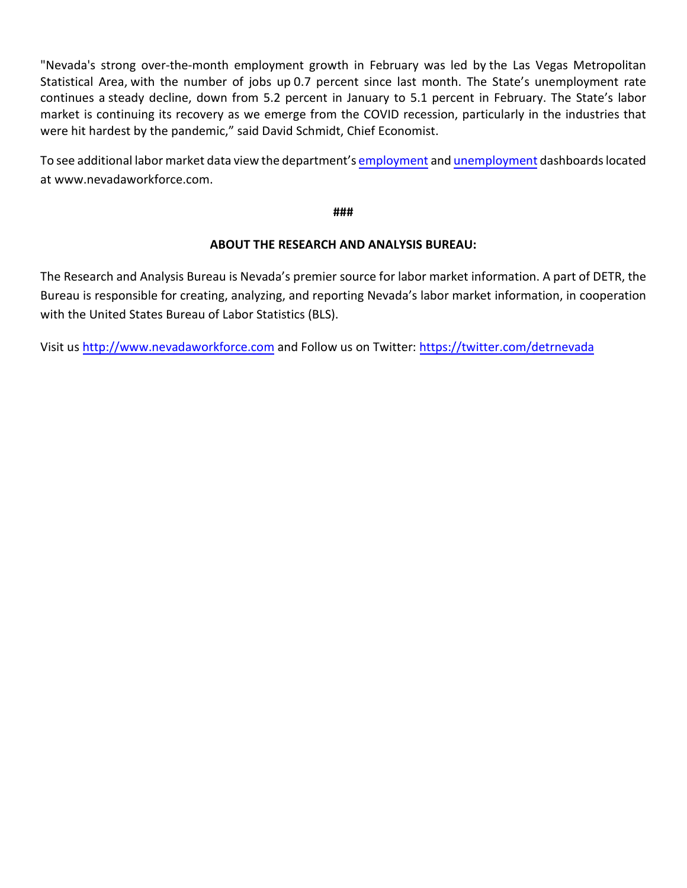"Nevada's strong over-the-month employment growth in February was led by the Las Vegas Metropolitan Statistical Area, with the number of jobs up 0.7 percent since last month. The State's unemployment rate continues a steady decline, down from 5.2 percent in January to 5.1 percent in February. The State's labor market is continuing its recovery as we emerge from the COVID recession, particularly in the industries that were hit hardest by the pandemic," said David Schmidt, Chief Economist.

To see additional labor market data view the department's employment and unemployment dashboards located at www.nevadaworkforce.com.

###

**ABOUT THE RESEARCH AND ANALYSIS BUREAU:**

The Research and Analysis Bureau is Nevada's premier source for labor market information. A part of DETR, the Bureau is responsible for creating, analyzing, and reporting Nevada's labor market information, in cooperation with the United States Bureau of Labor Statistics (BLS).

Visit us http://www.nevadaworkforce.com and Follow us on Twitter: https://twitter.com/detrnevada